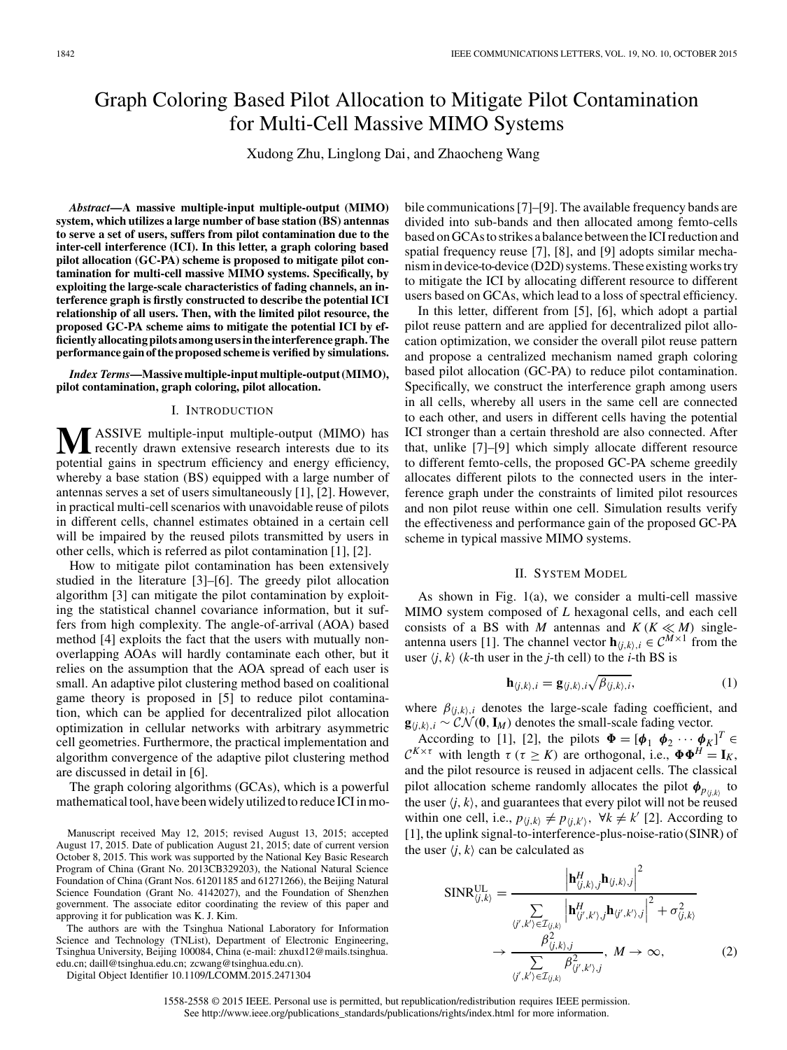# Graph Coloring Based Pilot Allocation to Mitigate Pilot Contamination for Multi-Cell Massive MIMO Systems

Xudong Zhu, Linglong Dai, and Zhaocheng Wang

***Abstract*—A massive multiple-input multiple-output (MIMO) system, which utilizes a large number of base station (BS) antennas to serve a set of users, suffers from pilot contamination due to the inter-cell interference (ICI). In this letter, a graph coloring based pilot allocation (GC-PA) scheme is proposed to mitigate pilot contamination for multi-cell massive MIMO systems. Specifically, by exploiting the large-scale characteristics of fading channels, an interference graph is firstly constructed to describe the potential ICI relationship of all users. Then, with the limited pilot resource, the proposed GC-PA scheme aims to mitigate the potential ICI by efficiently allocating pilots among users in the interference graph. The performance gain of the proposed scheme is verified by simulations.**

***Index Terms*—Massive multiple-input multiple-output (MIMO), pilot contamination, graph coloring, pilot allocation.**

## I. Introduction

Massive multiple-input multiple-output (MIMO) has recently drawn extensive research interests due to its potential gains in spectrum efficiency and energy efficiency, whereby a base station (BS) equipped with a large number of antennas serves a set of users simultaneously [1], [2]. However, in practical multi-cell scenarios with unavoidable reuse of pilots in different cells, channel estimates obtained in a certain cell will be impaired by the reused pilots transmitted by users in other cells, which is referred as pilot contamination [1], [2].

How to mitigate pilot contamination has been extensively studied in the literature [3]–[6]. The greedy pilot allocation algorithm [3] can mitigate the pilot contamination by exploiting the statistical channel covariance information, but it suffers from high complexity. The angle-of-arrival (AOA) based method [4] exploits the fact that the users with mutually non-overlapping AOAs will hardly contaminate each other, but it relies on the assumption that the AOA spread of each user is small. An adaptive pilot clustering method based on coalitional game theory is proposed in [5] to reduce pilot contamination, which can be applied for decentralized pilot allocation optimization in cellular networks with arbitrary asymmetric cell geometries. Furthermore, the practical implementation and algorithm convergence of the adaptive pilot clustering method are discussed in detail in [6].

The graph coloring algorithms (GCAs), which is a powerful mathematical tool, have been widely utilized to reduce ICI in mobile communications [7]–[9]. The available frequency bands are divided into sub-bands and then allocated among femto-cells based on GCAs to strikes a balance between the ICI reduction and spatial frequency reuse [7], [8], and [9] adopts similar mechanism in device-to-device (D2D) systems. These existing works try to mitigate the ICI by allocating different resource to different users based on GCAs, which lead to a loss of spectral efficiency.

In this letter, different from [5], [6], which adopt a partial pilot reuse pattern and are applied for decentralized pilot allocation optimization, we consider the overall pilot reuse pattern and propose a centralized mechanism named graph coloring based pilot allocation (GC-PA) to reduce pilot contamination. Specifically, we construct the interference graph among users in all cells, whereby all users in the same cell are connected to each other, and users in different cells having the potential ICI stronger than a certain threshold are also connected. After that, unlike [7]–[9] which simply allocate different resource to different femto-cells, the proposed GC-PA scheme greedily allocates different pilots to the connected users in the interference graph under the constraints of limited pilot resources and non pilot reuse within one cell. Simulation results verify the effectiveness and performance gain of the proposed GC-PA scheme in typical massive MIMO systems.

## II. System Model

As shown in Fig. 1(a), we consider a multi-cell massive MIMO system composed of $L$ hexagonal cells, and each cell consists of a BS with $M$ antennas and $K$ $(K \ll M)$ single-antenna users [1]. The channel vector $\mathbf{h}_{\langle j,k \rangle,i} \in \mathcal{C}^{M\times 1}$ from the user $\langle j, k \rangle$ ($k$-th user in the $j$-th cell) to the $i$-th BS is

$$\mathbf{h}_{\langle j,k \rangle,i} = \mathbf{g}_{\langle j,k \rangle,i}\sqrt{\beta_{\langle j,k \rangle,i}}, \tag{1}$$

where $\beta_{\langle j,k \rangle,i}$ denotes the large-scale fading coefficient, and $\mathbf{g}_{\langle j,k \rangle,i} \sim \mathcal{CN}(\mathbf{0}, \mathbf{I}_M)$ denotes the small-scale fading vector.

According to [1], [2], the pilots $\boldsymbol{\Phi} = [\boldsymbol{\phi}_1 \ \boldsymbol{\phi}_2 \cdots \boldsymbol{\phi}_K]^T \in \mathcal{C}^{K\times\tau}$ with length $\tau$ $(\tau \geq K)$ are orthogonal, i.e., $\boldsymbol{\Phi}\boldsymbol{\Phi}^H = \mathbf{I}_K$, and the pilot resource is reused in adjacent cells. The classical pilot allocation scheme randomly allocates the pilot $\boldsymbol{\phi}_{p_{\langle j,k \rangle}}$ to the user $\langle j, k \rangle$, and guarantees that every pilot will not be reused within one cell, i.e., $p_{\langle j,k \rangle} \neq p_{\langle j,k' \rangle}$, $\forall k \neq k'$ [2]. According to [1], the uplink signal-to-interference-plus-noise-ratio (SINR) of the user $\langle j, k \rangle$ can be calculated as

$$\begin{aligned}\mathrm{SINR}^{\mathrm{UL}}_{\langle j,k \rangle} &= \frac{\left|\mathbf{h}^H_{\langle j,k \rangle,j}\mathbf{h}_{\langle j,k \rangle,j}\right|^2}{\sum\limits_{\langle j',k' \rangle \in \mathcal{I}_{\langle j,k \rangle}} \left|\mathbf{h}^H_{\langle j',k' \rangle,j}\mathbf{h}_{\langle j',k' \rangle,j}\right|^2 + \sigma^2_{\langle j,k \rangle}} \\ &\to \frac{\beta^2_{\langle j,k \rangle,j}}{\sum\limits_{\langle j',k' \rangle \in \mathcal{I}_{\langle j,k \rangle}} \beta^2_{\langle j',k' \rangle,j}}, \ M \to \infty,\end{aligned} \tag{2}$$

Manuscript received May 12, 2015; revised August 13, 2015; accepted August 17, 2015. Date of publication August 21, 2015; date of current version October 8, 2015. This work was supported by the National Key Basic Research Program of China (Grant No. 2013CB329203), the National Natural Science Foundation of China (Grant Nos. 61201185 and 61271266), the Beijing Natural Science Foundation (Grant No. 4142027), and the Foundation of Shenzhen government. The associate editor coordinating the review of this paper and approving it for publication was K. J. Kim.

The authors are with the Tsinghua National Laboratory for Information Science and Technology (TNList), Department of Electronic Engineering, Tsinghua University, Beijing 100084, China (e-mail: zhuxd12@mails.tsinghua.edu.cn; daill@tsinghua.edu.cn; zcwang@tsinghua.edu.cn).

Digital Object Identifier 10.1109/LCOMM.2015.2471304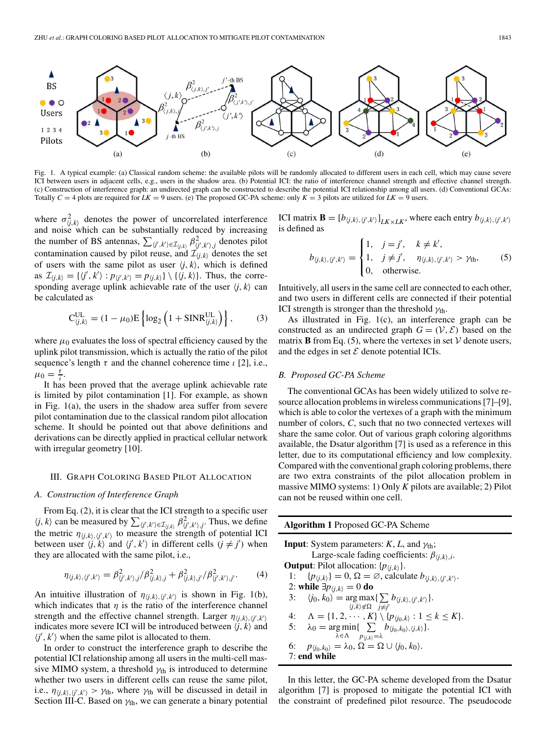Fig. 1. A typical example: (a) Classical random scheme: the available pilots will be randomly allocated to different users in each cell, which may cause severe ICI between users in adjacent cells, e.g., users in the shadow area. (b) Potential ICI: the ratio of interference channel strength and effective channel strength. (c) Construction of interference graph: an undirected graph can be constructed to describe the potential ICI relationship among all users. (d) Conventional GCAs: Totally $C = 4$ plots are required for $LK = 9$ users. (e) The proposed GC-PA scheme: only $K = 3$ pilots are utilized for $LK = 9$ users.

where $\sigma^2_{\langle j,k\rangle}$ denotes the power of uncorrelated interference and noise which can be substantially reduced by increasing the number of BS antennas, $\sum_{\langle j',k'\rangle \in \mathcal{I}_{\langle j,k\rangle}} \beta^2_{\langle j',k'\rangle,j}$ denotes pilot contamination caused by pilot reuse, and $\mathcal{I}_{\langle j,k\rangle}$ denotes the set of users with the same pilot as user $\langle j,k\rangle$, which is defined as $\mathcal{I}_{\langle j,k\rangle} = \{\langle j',k'\rangle : p_{\langle j',k'\rangle} = p_{\langle j,k\rangle}\} \setminus \{\langle j,k\rangle\}$. Thus, the corresponding average uplink achievable rate of the user $\langle j,k\rangle$ can be calculated as

$$\mathrm{C}^{\mathrm{UL}}_{\langle j,k\rangle} = (1-\mu_0)\mathrm{E}\left\{\log_2\left(1+\mathrm{SINR}^{\mathrm{UL}}_{\langle j,k\rangle}\right)\right\}, \tag{3}$$

where $\mu_0$ evaluates the loss of spectral efficiency caused by the uplink pilot transmission, which is actually the ratio of the pilot sequence's length $\tau$ and the channel coherence time $\iota$ [2], i.e., $\mu_0 = \frac{\tau}{\iota}$.

It has been proved that the average uplink achievable rate is limited by pilot contamination [1]. For example, as shown in Fig. 1(a), the users in the shadow area suffer from severe pilot contamination due to the classical random pilot allocation scheme. It should be pointed out that above definitions and derivations can be directly applied in practical cellular network with irregular geometry [10].

## III. Graph Coloring Based Pilot Allocation

### A. Construction of Interference Graph

From Eq. (2), it is clear that the ICI strength to a specific user $\langle j,k\rangle$ can be measured by $\sum_{\langle j',k'\rangle \in \mathcal{I}_{\langle j,k\rangle}} \beta^2_{\langle j',k'\rangle,j}$. Thus, we define the metric $\eta_{\langle j,k\rangle,\langle j',k'\rangle}$ to measure the strength of potential ICI between user $\langle j,k\rangle$ and $\langle j',k'\rangle$ in different cells ($j \neq j'$) when they are allocated with the same pilot, i.e.,

$$\eta_{\langle j,k\rangle,\langle j',k'\rangle} = \beta^2_{\langle j',k'\rangle,j}/\beta^2_{\langle j,k\rangle,j} + \beta^2_{\langle j,k\rangle,j'}/\beta^2_{\langle j',k'\rangle,j'}. \tag{4}$$

An intuitive illustration of $\eta_{\langle j,k\rangle,\langle j',k'\rangle}$ is shown in Fig. 1(b), which indicates that $\eta$ is the ratio of the interference channel strength and the effective channel strength. Larger $\eta_{\langle j,k\rangle,\langle j',k'\rangle}$ indicates more severe ICI will be introduced between $\langle j,k\rangle$ and $\langle j',k'\rangle$ when the same pilot is allocated to them.

In order to construct the interference graph to describe the potential ICI relationship among all users in the multi-cell massive MIMO system, a threshold $\gamma_{\mathrm{th}}$ is introduced to determine whether two users in different cells can reuse the same pilot, i.e., $\eta_{\langle j,k\rangle,\langle j',k'\rangle} > \gamma_{\mathrm{th}}$, where $\gamma_{\mathrm{th}}$ will be discussed in detail in Section III-C. Based on $\gamma_{\mathrm{th}}$, we can generate a binary potential ICI matrix $\mathbf{B} = [b_{\langle j,k\rangle,\langle j',k'\rangle}]_{LK\times LK}$, where each entry $b_{\langle j,k\rangle,\langle j',k'\rangle}$ is defined as

$$b_{\langle j,k\rangle,\langle j',k'\rangle} = \begin{cases} 1, & j=j', \quad k \neq k', \\ 1, & j \neq j', \quad \eta_{\langle j,k\rangle,\langle j',k'\rangle} > \gamma_{\mathrm{th}}, \\ 0, & \text{otherwise}. \end{cases} \tag{5}$$

Intuitively, all users in the same cell are connected to each other, and two users in different cells are connected if their potential ICI strength is stronger than the threshold $\gamma_{\mathrm{th}}$.

As illustrated in Fig. 1(c), an interference graph can be constructed as an undirected graph $G = (\mathcal{V}, \mathcal{E})$ based on the matrix $\mathbf{B}$ from Eq. (5), where the vertexes in set $\mathcal{V}$ denote users, and the edges in set $\mathcal{E}$ denote potential ICIs.

### B. Proposed GC-PA Scheme

The conventional GCAs has been widely utilized to solve resource allocation problems in wireless communications [7]–[9], which is able to color the vertexes of a graph with the minimum number of colors, $C$, such that no two connected vertexes will share the same color. Out of various graph coloring algorithms available, the Dsatur algorithm [7] is used as a reference in this letter, due to its computational efficiency and low complexity. Compared with the conventional graph coloring problems, there are two extra constraints of the pilot allocation problem in massive MIMO systems: 1) Only $K$ pilots are available; 2) Pilot can not be reused within one cell.

**Algorithm 1** Proposed GC-PA Scheme

**Input**: System parameters: $K$, $L$, and $\gamma_{\mathrm{th}}$;
Large-scale fading coefficients: $\beta_{\langle j,k\rangle,i}$.
**Output**: Pilot allocation: $\{p_{\langle j,k\rangle}\}$.
1: $\{p_{\langle j,k\rangle}\} = 0$, $\Omega = \varnothing$, calculate $b_{\langle j,k\rangle,\langle j',k'\rangle}$.
2: **while** $\exists p_{\langle j,k\rangle} = 0$ **do**
3: $\langle j_0, k_0\rangle = \arg\max_{\langle j,k\rangle \notin \Omega}\{\sum_{j \neq j'} b_{\langle j,k\rangle,\langle j',k'\rangle}\}$.
4: $\Lambda = \{1, 2, \cdots, K\} \setminus \{p_{\langle j_0,k\rangle} : 1 \le k \le K\}$.
5: $\lambda_0 = \arg\min_{\lambda \in \Lambda}\{\sum_{p_{\langle j,k\rangle}=\lambda} b_{\langle j_0,k_0\rangle,\langle j,k\rangle}\}$.
6: $p_{\langle j_0,k_0\rangle} = \lambda_0$, $\Omega = \Omega \cup \langle j_0,k_0\rangle$.
7: **end while**

In this letter, the GC-PA scheme developed from the Dsatur algorithm [7] is proposed to mitigate the potential ICI with the constraint of predefined pilot resource. The pseudocode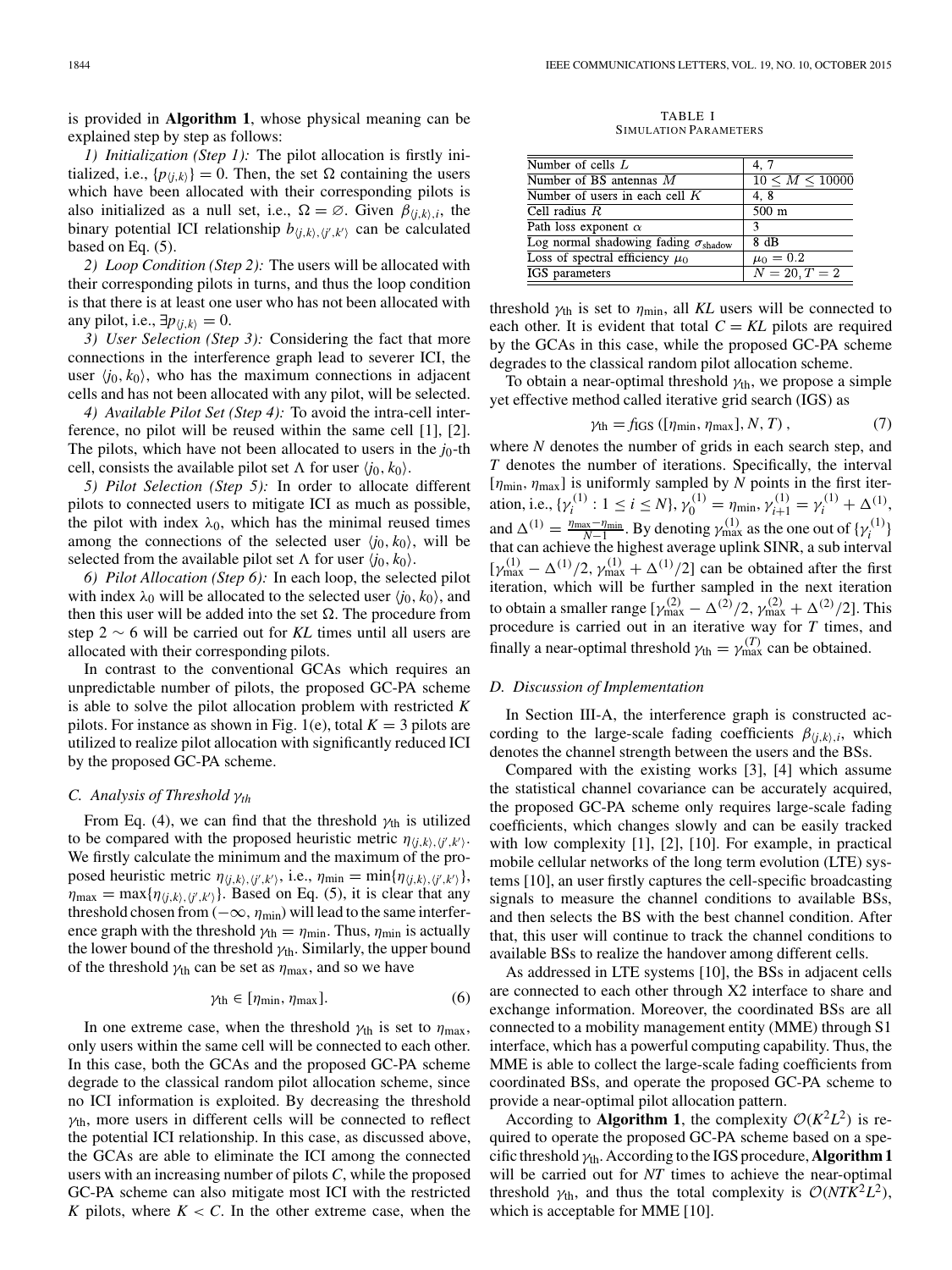is provided in **Algorithm 1**, whose physical meaning can be explained step by step as follows:

*1) Initialization (Step 1):* The pilot allocation is firstly initialized, i.e., $\{p_{\langle j,k\rangle}\} = 0$. Then, the set $\Omega$ containing the users which have been allocated with their corresponding pilots is also initialized as a null set, i.e., $\Omega = \varnothing$. Given $\beta_{\langle j,k\rangle,i}$, the binary potential ICI relationship $b_{\langle j,k\rangle,\langle j',k'\rangle}$ can be calculated based on Eq. (5).

*2) Loop Condition (Step 2):* The users will be allocated with their corresponding pilots in turns, and thus the loop condition is that there is at least one user who has not been allocated with any pilot, i.e., $\exists p_{\langle j,k\rangle} = 0$.

*3) User Selection (Step 3):* Considering the fact that more connections in the interference graph lead to severer ICI, the user $\langle j_0, k_0\rangle$, who has the maximum connections in adjacent cells and has not been allocated with any pilot, will be selected.

*4) Available Pilot Set (Step 4):* To avoid the intra-cell interference, no pilot will be reused within the same cell [1], [2]. The pilots, which have not been allocated to users in the $j_0$-th cell, consists the available pilot set $\Lambda$ for user $\langle j_0, k_0\rangle$.

*5) Pilot Selection (Step 5):* In order to allocate different pilots to connected users to mitigate ICI as much as possible, the pilot with index $\lambda_0$, which has the minimal reused times among the connections of the selected user $\langle j_0, k_0\rangle$, will be selected from the available pilot set $\Lambda$ for user $\langle j_0, k_0\rangle$.

*6) Pilot Allocation (Step 6):* In each loop, the selected pilot with index $\lambda_0$ will be allocated to the selected user $\langle j_0, k_0\rangle$, and then this user will be added into the set $\Omega$. The procedure from step 2 $\sim$ 6 will be carried out for *KL* times until all users are allocated with their corresponding pilots.

In contrast to the conventional GCAs which requires an unpredictable number of pilots, the proposed GC-PA scheme is able to solve the pilot allocation problem with restricted $K$ pilots. For instance as shown in Fig. 1(e), total $K = 3$ pilots are utilized to realize pilot allocation with significantly reduced ICI by the proposed GC-PA scheme.

### C. Analysis of Threshold $\gamma_{\text{th}}$

From Eq. (4), we can find that the threshold $\gamma_{\text{th}}$ is utilized to be compared with the proposed heuristic metric $\eta_{\langle j,k\rangle,\langle j',k'\rangle}$. We firstly calculate the minimum and the maximum of the proposed heuristic metric $\eta_{\langle j,k\rangle,\langle j',k'\rangle}$, i.e., $\eta_{\min} = \min\{\eta_{\langle j,k\rangle,\langle j',k'\rangle}\}$, $\eta_{\max} = \max\{\eta_{\langle j,k\rangle,\langle j',k'\rangle}\}$. Based on Eq. (5), it is clear that any threshold chosen from $(-\infty, \eta_{\min})$ will lead to the same interference graph with the threshold $\gamma_{\text{th}} = \eta_{\min}$. Thus, $\eta_{\min}$ is actually the lower bound of the threshold $\gamma_{\text{th}}$. Similarly, the upper bound of the threshold $\gamma_{\text{th}}$ can be set as $\eta_{\max}$, and so we have

$$\gamma_{\text{th}} \in [\eta_{\min}, \eta_{\max}]. \tag{6}$$

In one extreme case, when the threshold $\gamma_{\text{th}}$ is set to $\eta_{\max}$, only users within the same cell will be connected to each other. In this case, both the GCAs and the proposed GC-PA scheme degrade to the classical random pilot allocation scheme, since no ICI information is exploited. By decreasing the threshold $\gamma_{\text{th}}$, more users in different cells will be connected to reflect the potential ICI relationship. In this case, as discussed above, the GCAs are able to eliminate the ICI among the connected users with an increasing number of pilots $C$, while the proposed GC-PA scheme can also mitigate most ICI with the restricted $K$ pilots, where $K < C$. In the other extreme case, when the threshold $\gamma_{\text{th}}$ is set to $\eta_{\min}$, all *KL* users will be connected to each other. It is evident that total $C = KL$ pilots are required by the GCAs in this case, while the proposed GC-PA scheme degrades to the classical random pilot allocation scheme.

TABLE I
SIMULATION PARAMETERS

| Parameter | Value |
|---|---|
| Number of cells $L$ | 4, 7 |
| Number of BS antennas $M$ | $10 \leq M \leq 10000$ |
| Number of users in each cell $K$ | 4, 8 |
| Cell radius $R$ | 500 m |
| Path loss exponent $\alpha$ | 3 |
| Log normal shadowing fading $\sigma_{\text{shadow}}$ | 8 dB |
| Loss of spectral efficiency $\mu_0$ | $\mu_0 = 0.2$ |
| IGS parameters | $N = 20, T = 2$ |

To obtain a near-optimal threshold $\gamma_{\text{th}}$, we propose a simple yet effective method called iterative grid search (IGS) as

$$\gamma_{\text{th}} = f_{\text{IGS}}\left([\eta_{\min}, \eta_{\max}], N, T\right), \tag{7}$$

where $N$ denotes the number of grids in each search step, and $T$ denotes the number of iterations. Specifically, the interval $[\eta_{\min}, \eta_{\max}]$ is uniformly sampled by $N$ points in the first iteration, i.e., $\{\gamma_i^{(1)} : 1 \leq i \leq N\}$, $\gamma_0^{(1)} = \eta_{\min}$, $\gamma_{i+1}^{(1)} = \gamma_i^{(1)} + \Delta^{(1)}$, and $\Delta^{(1)} = \frac{\eta_{\max} - \eta_{\min}}{N-1}$. By denoting $\gamma_{\max}^{(1)}$ as the one out of $\{\gamma_i^{(1)}\}$ that can achieve the highest average uplink SINR, a sub interval $[\gamma_{\max}^{(1)} - \Delta^{(1)}/2, \gamma_{\max}^{(1)} + \Delta^{(1)}/2]$ can be obtained after the first iteration, which will be further sampled in the next iteration to obtain a smaller range $[\gamma_{\max}^{(2)} - \Delta^{(2)}/2, \gamma_{\max}^{(2)} + \Delta^{(2)}/2]$. This procedure is carried out in an iterative way for $T$ times, and finally a near-optimal threshold $\gamma_{\text{th}} = \gamma_{\max}^{(T)}$ can be obtained.

### D. Discussion of Implementation

In Section III-A, the interference graph is constructed according to the large-scale fading coefficients $\beta_{\langle j,k\rangle,i}$, which denotes the channel strength between the users and the BSs.

Compared with the existing works [3], [4] which assume the statistical channel covariance can be accurately acquired, the proposed GC-PA scheme only requires large-scale fading coefficients, which changes slowly and can be easily tracked with low complexity [1], [2], [10]. For example, in practical mobile cellular networks of the long term evolution (LTE) systems [10], an user firstly captures the cell-specific broadcasting signals to measure the channel conditions to available BSs, and then selects the BS with the best channel condition. After that, this user will continue to track the channel conditions to available BSs to realize the handover among different cells.

As addressed in LTE systems [10], the BSs in adjacent cells are connected to each other through X2 interface to share and exchange information. Moreover, the coordinated BSs are all connected to a mobility management entity (MME) through S1 interface, which has a powerful computing capability. Thus, the MME is able to collect the large-scale fading coefficients from coordinated BSs, and operate the proposed GC-PA scheme to provide a near-optimal pilot allocation pattern.

According to **Algorithm 1**, the complexity $\mathcal{O}(K^2L^2)$ is required to operate the proposed GC-PA scheme based on a specific threshold $\gamma_{\text{th}}$. According to the IGS procedure, **Algorithm 1** will be carried out for $NT$ times to achieve the near-optimal threshold $\gamma_{\text{th}}$, and thus the total complexity is $\mathcal{O}(NTK^2L^2)$, which is acceptable for MME [10].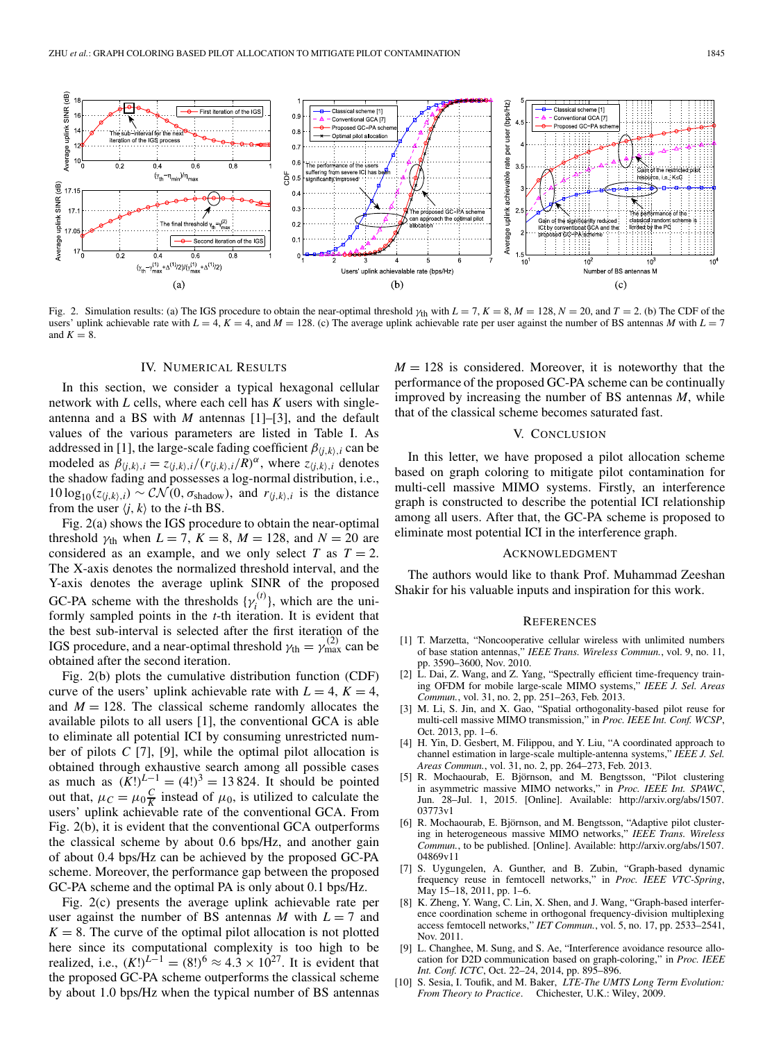(a)

First iteration of the IGS

The sub-interval for the next iteration of the IGS process

Average uplink SINR (dB)

$(\gamma_{th}-\eta_{min})/\eta_{max}$

Second iteration of the IGS

The final threshold $\gamma_{th}=\gamma_{max}^{(2)}$

$(\gamma_{th}-\gamma_{max}^{(1)}+\Delta^{(1)}/2)/(\gamma_{max}^{(1)}+\Delta^{(1)}/2)$

(b)

Classical scheme [1]

Conventional GCA [7]

Proposed GC-PA scheme

Optimal pilot allocation

The performance of the users suffering from severe ICI has been significantly improved

The proposed GC-PA scheme can approach the optimal pilot allocation

CDF

Users' uplink achievable rate (bps/Hz)

(c)

Classical scheme [1]

Conventional GCA [7]

Proposed GC-PA scheme

Gain of the restricted pilot resource, i.e., K≤C

Gain of the significantly reduced ICI by conventional GCA and the proposed GC-PA scheme

The performance of the classical random scheme is limited by the PC

Average uplink achievable rate per user (bps/Hz)

Number of BS antennas M

Fig. 2. Simulation results: (a) The IGS procedure to obtain the near-optimal threshold $\gamma_{th}$ with $L = 7$, $K = 8$, $M = 128$, $N = 20$, and $T = 2$. (b) The CDF of the users' uplink achievable rate with $L = 4$, $K = 4$, and $M = 128$. (c) The average uplink achievable rate per user against the number of BS antennas $M$ with $L = 7$ and $K = 8$.

## IV. Numerical Results

In this section, we consider a typical hexagonal cellular network with $L$ cells, where each cell has $K$ users with single-antenna and a BS with $M$ antennas [1]–[3], and the default values of the various parameters are listed in Table I. As addressed in [1], the large-scale fading coefficient $\beta_{\langle j,k\rangle,i}$ can be modeled as $\beta_{\langle j,k\rangle,i} = z_{\langle j,k\rangle,i}/(r_{\langle j,k\rangle,i}/R)^{\alpha}$, where $z_{\langle j,k\rangle,i}$ denotes the shadow fading and possesses a log-normal distribution, i.e., $10\log_{10}(z_{\langle j,k\rangle,i}) \sim \mathcal{CN}(0, \sigma_{\text{shadow}})$, and $r_{\langle j,k\rangle,i}$ is the distance from the user $\langle j, k\rangle$ to the $i$-th BS.

Fig. 2(a) shows the IGS procedure to obtain the near-optimal threshold $\gamma_{th}$ when $L = 7$, $K = 8$, $M = 128$, and $N = 20$ are considered as an example, and we only select $T$ as $T = 2$. The X-axis denotes the normalized threshold interval, and the Y-axis denotes the average uplink SINR of the proposed GC-PA scheme with the thresholds $\{\gamma_i^{(t)}\}$, which are the uniformly sampled points in the $t$-th iteration. It is evident that the best sub-interval is selected after the first iteration of the IGS procedure, and a near-optimal threshold $\gamma_{th} = \gamma_{max}^{(2)}$ can be obtained after the second iteration.

Fig. 2(b) plots the cumulative distribution function (CDF) curve of the users' uplink achievable rate with $L = 4$, $K = 4$, and $M = 128$. The classical scheme randomly allocates the available pilots to all users [1], the conventional GCA is able to eliminate all potential ICI by consuming unrestricted number of pilots $C$ [7], [9], while the optimal pilot allocation is obtained through exhaustive search among all possible cases as much as $(K!)^{L-1} = (4!)^3 = 13\,824$. It should be pointed out that, $\mu_C = \mu_0 \frac{C}{K}$ instead of $\mu_0$, is utilized to calculate the users' uplink achievable rate of the conventional GCA. From Fig. 2(b), it is evident that the conventional GCA outperforms the classical scheme by about 0.6 bps/Hz, and another gain of about 0.4 bps/Hz can be achieved by the proposed GC-PA scheme. Moreover, the performance gap between the proposed GC-PA scheme and the optimal PA is only about 0.1 bps/Hz.

Fig. 2(c) presents the average uplink achievable rate per user against the number of BS antennas $M$ with $L = 7$ and $K = 8$. The curve of the optimal pilot allocation is not plotted here since its computational complexity is too high to be realized, i.e., $(K!)^{L-1} = (8!)^6 \approx 4.3 \times 10^{27}$. It is evident that the proposed GC-PA scheme outperforms the classical scheme by about 1.0 bps/Hz when the typical number of BS antennas $M = 128$ is considered. Moreover, it is noteworthy that the performance of the proposed GC-PA scheme can be continually improved by increasing the number of BS antennas $M$, while that of the classical scheme becomes saturated fast.

## V. Conclusion

In this letter, we have proposed a pilot allocation scheme based on graph coloring to mitigate pilot contamination for multi-cell massive MIMO systems. Firstly, an interference graph is constructed to describe the potential ICI relationship among all users. After that, the GC-PA scheme is proposed to eliminate most potential ICI in the interference graph.

## Acknowledgment

The authors would like to thank Prof. Muhammad Zeeshan Shakir for his valuable inputs and inspiration for this work.

## References

[1] T. Marzetta, "Noncooperative cellular wireless with unlimited numbers of base station antennas," *IEEE Trans. Wireless Commun.*, vol. 9, no. 11, pp. 3590–3600, Nov. 2010.

[2] L. Dai, Z. Wang, and Z. Yang, "Spectrally efficient time-frequency training OFDM for mobile large-scale MIMO systems," *IEEE J. Sel. Areas Commun.*, vol. 31, no. 2, pp. 251–263, Feb. 2013.

[3] M. Li, S. Jin, and X. Gao, "Spatial orthogonality-based pilot reuse for multi-cell massive MIMO transmission," in *Proc. IEEE Int. Conf. WCSP*, Oct. 2013, pp. 1–6.

[4] H. Yin, D. Gesbert, M. Filippou, and Y. Liu, "A coordinated approach to channel estimation in large-scale multiple-antenna systems," *IEEE J. Sel. Areas Commun.*, vol. 31, no. 2, pp. 264–273, Feb. 2013.

[5] R. Mochaourab, E. Björnson, and M. Bengtsson, "Pilot clustering in asymmetric massive MIMO networks," in *Proc. IEEE Int. SPAWC*, Jun. 28–Jul. 1, 2015. [Online]. Available: http://arxiv.org/abs/1507.03773v1

[6] R. Mochaourab, E. Björnson, and M. Bengtsson, "Adaptive pilot clustering in heterogeneous massive MIMO networks," *IEEE Trans. Wireless Commun.*, to be published. [Online]. Available: http://arxiv.org/abs/1507.04869v11

[7] S. Uygungelen, A. Gunther, and B. Zubin, "Graph-based dynamic frequency reuse in femtocell networks," in *Proc. IEEE VTC-Spring*, May 15–18, 2011, pp. 1–6.

[8] K. Zheng, Y. Wang, C. Lin, X. Shen, and J. Wang, "Graph-based interference coordination scheme in orthogonal frequency-division multiplexing access femtocell networks," *IET Commun.*, vol. 5, no. 17, pp. 2533–2541, Nov. 2011.

[9] L. Changhee, M. Sung, and S. Ae, "Interference avoidance resource allocation for D2D communication based on graph-coloring," in *Proc. IEEE Int. Conf. ICTC*, Oct. 22–24, 2014, pp. 895–896.

[10] S. Sesia, I. Toufik, and M. Baker, *LTE-The UMTS Long Term Evolution: From Theory to Practice*. Chichester, U.K.: Wiley, 2009.